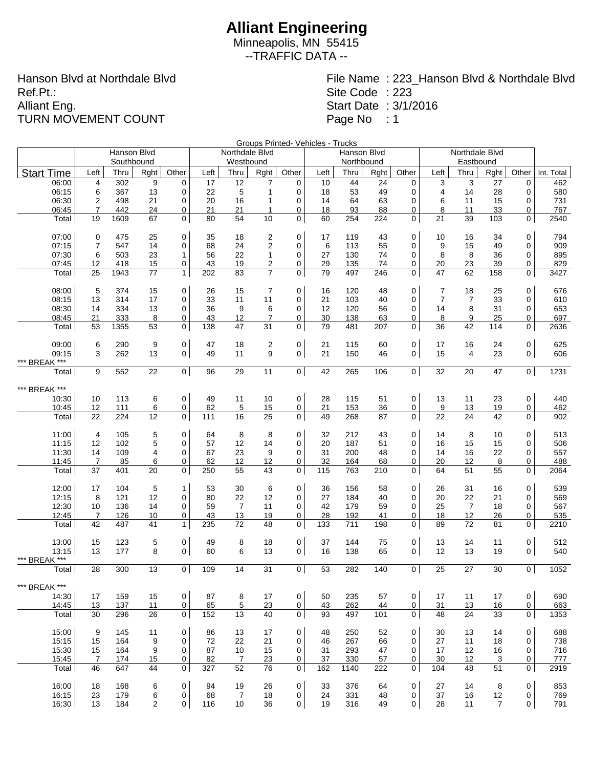# Alliant Engineering

Minneapolis, MN 55415

--TRAFFIC DATA --

Hanson Blvd at Northdale Blvd
Ref.Pt.:
Alliant Eng.
TURN MOVEMENT COUNT

File Name : 223_Hanson Blvd & Northdale Blvd
Site Code : 223
Start Date : 3/1/2016
Page No : 1

Groups Printed- Vehicles - Trucks

| | Hanson Blvd Southbound | | | | Northdale Blvd Westbound | | | | Hanson Blvd Northbound | | | | Northdale Blvd Eastbound | | | | |
|---|---|---|---|---|---|---|---|---|---|---|---|---|---|---|---|---|---|
| Start Time | Left | Thru | Rght | Other | Left | Thru | Rght | Other | Left | Thru | Rght | Other | Left | Thru | Rght | Other | Int. Total |
| 06:00 | 4 | 302 | 9 | 0 | 17 | 12 | 7 | 0 | 10 | 44 | 24 | 0 | 3 | 3 | 27 | 0 | 462 |
| 06:15 | 6 | 367 | 13 | 0 | 22 | 5 | 1 | 0 | 18 | 53 | 49 | 0 | 4 | 14 | 28 | 0 | 580 |
| 06:30 | 2 | 498 | 21 | 0 | 20 | 16 | 1 | 0 | 14 | 64 | 63 | 0 | 6 | 11 | 15 | 0 | 731 |
| 06:45 | 7 | 442 | 24 | 0 | 21 | 21 | 1 | 0 | 18 | 93 | 88 | 0 | 8 | 11 | 33 | 0 | 767 |
| Total | 19 | 1609 | 67 | 0 | 80 | 54 | 10 | 0 | 60 | 254 | 224 | 0 | 21 | 39 | 103 | 0 | 2540 |
| | | | | | | | | | | | | | | | | | |
| 07:00 | 0 | 475 | 25 | 0 | 35 | 18 | 2 | 0 | 17 | 119 | 43 | 0 | 10 | 16 | 34 | 0 | 794 |
| 07:15 | 7 | 547 | 14 | 0 | 68 | 24 | 2 | 0 | 6 | 113 | 55 | 0 | 9 | 15 | 49 | 0 | 909 |
| 07:30 | 6 | 503 | 23 | 1 | 56 | 22 | 1 | 0 | 27 | 130 | 74 | 0 | 8 | 8 | 36 | 0 | 895 |
| 07:45 | 12 | 418 | 15 | 0 | 43 | 19 | 2 | 0 | 29 | 135 | 74 | 0 | 20 | 23 | 39 | 0 | 829 |
| Total | 25 | 1943 | 77 | 1 | 202 | 83 | 7 | 0 | 79 | 497 | 246 | 0 | 47 | 62 | 158 | 0 | 3427 |
| | | | | | | | | | | | | | | | | | |
| 08:00 | 5 | 374 | 15 | 0 | 26 | 15 | 7 | 0 | 16 | 120 | 48 | 0 | 7 | 18 | 25 | 0 | 676 |
| 08:15 | 13 | 314 | 17 | 0 | 33 | 11 | 11 | 0 | 21 | 103 | 40 | 0 | 7 | 7 | 33 | 0 | 610 |
| 08:30 | 14 | 334 | 13 | 0 | 36 | 9 | 6 | 0 | 12 | 120 | 56 | 0 | 14 | 8 | 31 | 0 | 653 |
| 08:45 | 21 | 333 | 8 | 0 | 43 | 12 | 7 | 0 | 30 | 138 | 63 | 0 | 8 | 9 | 25 | 0 | 697 |
| Total | 53 | 1355 | 53 | 0 | 138 | 47 | 31 | 0 | 79 | 481 | 207 | 0 | 36 | 42 | 114 | 0 | 2636 |
| | | | | | | | | | | | | | | | | | |
| 09:00 | 6 | 290 | 9 | 0 | 47 | 18 | 2 | 0 | 21 | 115 | 60 | 0 | 17 | 16 | 24 | 0 | 625 |
| 09:15 | 3 | 262 | 13 | 0 | 49 | 11 | 9 | 0 | 21 | 150 | 46 | 0 | 15 | 4 | 23 | 0 | 606 |
| *** BREAK *** | | | | | | | | | | | | | | | | | |
| Total | 9 | 552 | 22 | 0 | 96 | 29 | 11 | 0 | 42 | 265 | 106 | 0 | 32 | 20 | 47 | 0 | 1231 |
| | | | | | | | | | | | | | | | | | |
| *** BREAK *** | | | | | | | | | | | | | | | | | |
| 10:30 | 10 | 113 | 6 | 0 | 49 | 11 | 10 | 0 | 28 | 115 | 51 | 0 | 13 | 11 | 23 | 0 | 440 |
| 10:45 | 12 | 111 | 6 | 0 | 62 | 5 | 15 | 0 | 21 | 153 | 36 | 0 | 9 | 13 | 19 | 0 | 462 |
| Total | 22 | 224 | 12 | 0 | 111 | 16 | 25 | 0 | 49 | 268 | 87 | 0 | 22 | 24 | 42 | 0 | 902 |
| | | | | | | | | | | | | | | | | | |
| 11:00 | 4 | 105 | 5 | 0 | 64 | 8 | 8 | 0 | 32 | 212 | 43 | 0 | 14 | 8 | 10 | 0 | 513 |
| 11:15 | 12 | 102 | 5 | 0 | 57 | 12 | 14 | 0 | 20 | 187 | 51 | 0 | 16 | 15 | 15 | 0 | 506 |
| 11:30 | 14 | 109 | 4 | 0 | 67 | 23 | 9 | 0 | 31 | 200 | 48 | 0 | 14 | 16 | 22 | 0 | 557 |
| 11:45 | 7 | 85 | 6 | 0 | 62 | 12 | 12 | 0 | 32 | 164 | 68 | 0 | 20 | 12 | 8 | 0 | 488 |
| Total | 37 | 401 | 20 | 0 | 250 | 55 | 43 | 0 | 115 | 763 | 210 | 0 | 64 | 51 | 55 | 0 | 2064 |
| | | | | | | | | | | | | | | | | | |
| 12:00 | 17 | 104 | 5 | 1 | 53 | 30 | 6 | 0 | 36 | 156 | 58 | 0 | 26 | 31 | 16 | 0 | 539 |
| 12:15 | 8 | 121 | 12 | 0 | 80 | 22 | 12 | 0 | 27 | 184 | 40 | 0 | 20 | 22 | 21 | 0 | 569 |
| 12:30 | 10 | 136 | 14 | 0 | 59 | 7 | 11 | 0 | 42 | 179 | 59 | 0 | 25 | 7 | 18 | 0 | 567 |
| 12:45 | 7 | 126 | 10 | 0 | 43 | 13 | 19 | 0 | 28 | 192 | 41 | 0 | 18 | 12 | 26 | 0 | 535 |
| Total | 42 | 487 | 41 | 1 | 235 | 72 | 48 | 0 | 133 | 711 | 198 | 0 | 89 | 72 | 81 | 0 | 2210 |
| | | | | | | | | | | | | | | | | | |
| 13:00 | 15 | 123 | 5 | 0 | 49 | 8 | 18 | 0 | 37 | 144 | 75 | 0 | 13 | 14 | 11 | 0 | 512 |
| 13:15 | 13 | 177 | 8 | 0 | 60 | 6 | 13 | 0 | 16 | 138 | 65 | 0 | 12 | 13 | 19 | 0 | 540 |
| *** BREAK *** | | | | | | | | | | | | | | | | | |
| Total | 28 | 300 | 13 | 0 | 109 | 14 | 31 | 0 | 53 | 282 | 140 | 0 | 25 | 27 | 30 | 0 | 1052 |
| | | | | | | | | | | | | | | | | | |
| *** BREAK *** | | | | | | | | | | | | | | | | | |
| 14:30 | 17 | 159 | 15 | 0 | 87 | 8 | 17 | 0 | 50 | 235 | 57 | 0 | 17 | 11 | 17 | 0 | 690 |
| 14:45 | 13 | 137 | 11 | 0 | 65 | 5 | 23 | 0 | 43 | 262 | 44 | 0 | 31 | 13 | 16 | 0 | 663 |
| Total | 30 | 296 | 26 | 0 | 152 | 13 | 40 | 0 | 93 | 497 | 101 | 0 | 48 | 24 | 33 | 0 | 1353 |
| | | | | | | | | | | | | | | | | | |
| 15:00 | 9 | 145 | 11 | 0 | 86 | 13 | 17 | 0 | 48 | 250 | 52 | 0 | 30 | 13 | 14 | 0 | 688 |
| 15:15 | 15 | 164 | 9 | 0 | 72 | 22 | 21 | 0 | 46 | 267 | 66 | 0 | 27 | 11 | 18 | 0 | 738 |
| 15:30 | 15 | 164 | 9 | 0 | 87 | 10 | 15 | 0 | 31 | 293 | 47 | 0 | 17 | 12 | 16 | 0 | 716 |
| 15:45 | 7 | 174 | 15 | 0 | 82 | 7 | 23 | 0 | 37 | 330 | 57 | 0 | 30 | 12 | 3 | 0 | 777 |
| Total | 46 | 647 | 44 | 0 | 327 | 52 | 76 | 0 | 162 | 1140 | 222 | 0 | 104 | 48 | 51 | 0 | 2919 |
| | | | | | | | | | | | | | | | | | |
| 16:00 | 18 | 168 | 6 | 0 | 94 | 19 | 26 | 0 | 33 | 376 | 64 | 0 | 27 | 14 | 8 | 0 | 853 |
| 16:15 | 23 | 179 | 6 | 0 | 68 | 7 | 18 | 0 | 24 | 331 | 48 | 0 | 37 | 16 | 12 | 0 | 769 |
| 16:30 | 13 | 184 | 2 | 0 | 116 | 10 | 36 | 0 | 19 | 316 | 49 | 0 | 28 | 11 | 7 | 0 | 791 |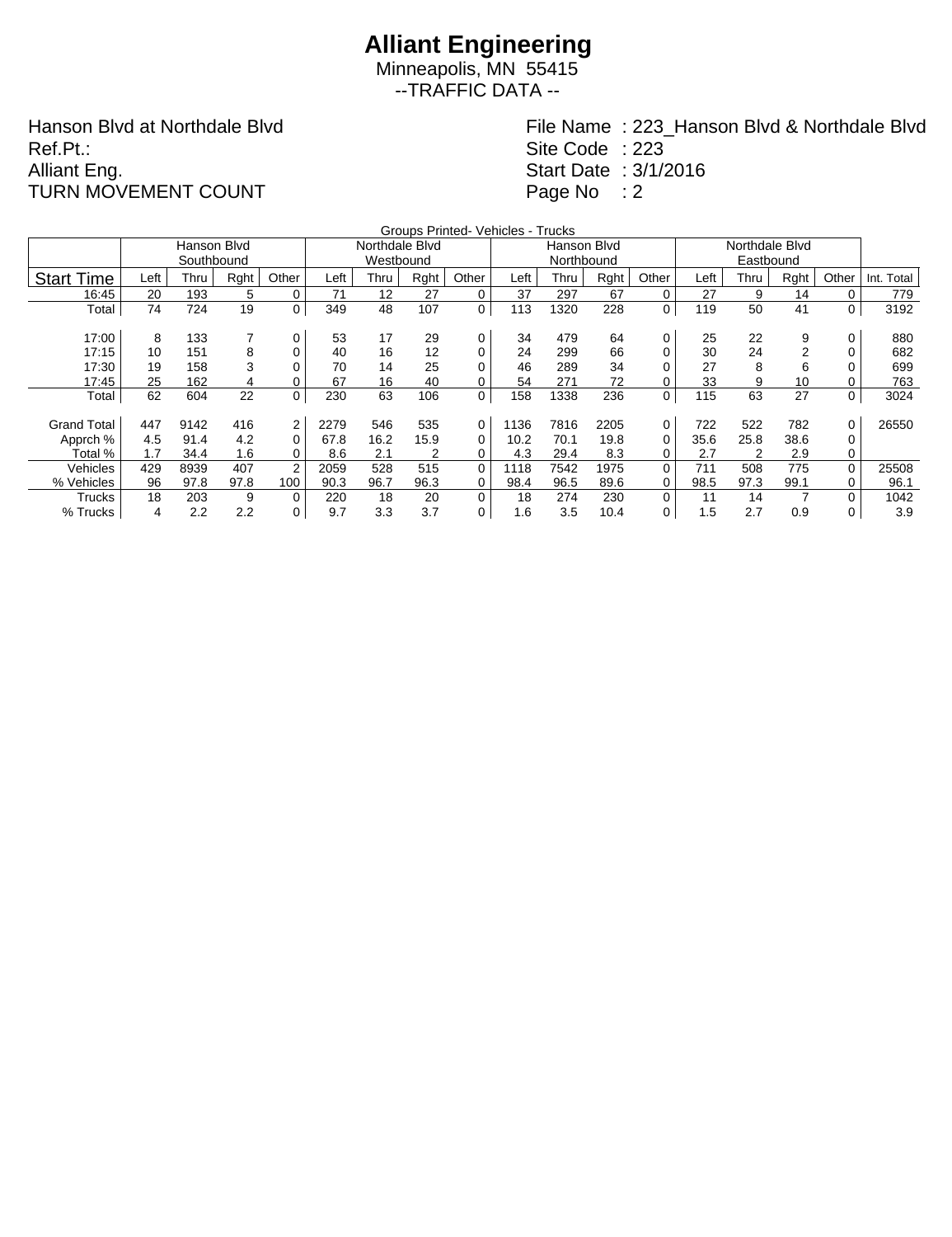# Alliant Engineering

Minneapolis, MN 55415

--TRAFFIC DATA --

Hanson Blvd at Northdale Blvd
Ref.Pt.:
Alliant Eng.
TURN MOVEMENT COUNT

File Name : 223_Hanson Blvd & Northdale Blvd
Site Code : 223
Start Date : 3/1/2016
Page No : 2

Groups Printed- Vehicles - Trucks

| | Hanson Blvd Southbound | | | | Northdale Blvd Westbound | | | | Hanson Blvd Northbound | | | | Northdale Blvd Eastbound | | | | |
|---|---|---|---|---|---|---|---|---|---|---|---|---|---|---|---|---|---|
| Start Time | Left | Thru | Rght | Other | Left | Thru | Rght | Other | Left | Thru | Rght | Other | Left | Thru | Rght | Other | Int. Total |
| 16:45 | 20 | 193 | 5 | 0 | 71 | 12 | 27 | 0 | 37 | 297 | 67 | 0 | 27 | 9 | 14 | 0 | 779 |
| Total | 74 | 724 | 19 | 0 | 349 | 48 | 107 | 0 | 113 | 1320 | 228 | 0 | 119 | 50 | 41 | 0 | 3192 |
| | | | | | | | | | | | | | | | | | |
| 17:00 | 8 | 133 | 7 | 0 | 53 | 17 | 29 | 0 | 34 | 479 | 64 | 0 | 25 | 22 | 9 | 0 | 880 |
| 17:15 | 10 | 151 | 8 | 0 | 40 | 16 | 12 | 0 | 24 | 299 | 66 | 0 | 30 | 24 | 2 | 0 | 682 |
| 17:30 | 19 | 158 | 3 | 0 | 70 | 14 | 25 | 0 | 46 | 289 | 34 | 0 | 27 | 8 | 6 | 0 | 699 |
| 17:45 | 25 | 162 | 4 | 0 | 67 | 16 | 40 | 0 | 54 | 271 | 72 | 0 | 33 | 9 | 10 | 0 | 763 |
| Total | 62 | 604 | 22 | 0 | 230 | 63 | 106 | 0 | 158 | 1338 | 236 | 0 | 115 | 63 | 27 | 0 | 3024 |
| | | | | | | | | | | | | | | | | | |
| Grand Total | 447 | 9142 | 416 | 2 | 2279 | 546 | 535 | 0 | 1136 | 7816 | 2205 | 0 | 722 | 522 | 782 | 0 | 26550 |
| Apprch % | 4.5 | 91.4 | 4.2 | 0 | 67.8 | 16.2 | 15.9 | 0 | 10.2 | 70.1 | 19.8 | 0 | 35.6 | 25.8 | 38.6 | 0 | |
| Total % | 1.7 | 34.4 | 1.6 | 0 | 8.6 | 2.1 | 2 | 0 | 4.3 | 29.4 | 8.3 | 0 | 2.7 | 2 | 2.9 | 0 | |
| Vehicles | 429 | 8939 | 407 | 2 | 2059 | 528 | 515 | 0 | 1118 | 7542 | 1975 | 0 | 711 | 508 | 775 | 0 | 25508 |
| % Vehicles | 96 | 97.8 | 97.8 | 100 | 90.3 | 96.7 | 96.3 | 0 | 98.4 | 96.5 | 89.6 | 0 | 98.5 | 97.3 | 99.1 | 0 | 96.1 |
| Trucks | 18 | 203 | 9 | 0 | 220 | 18 | 20 | 0 | 18 | 274 | 230 | 0 | 11 | 14 | 7 | 0 | 1042 |
| % Trucks | 4 | 2.2 | 2.2 | 0 | 9.7 | 3.3 | 3.7 | 0 | 1.6 | 3.5 | 10.4 | 0 | 1.5 | 2.7 | 0.9 | 0 | 3.9 |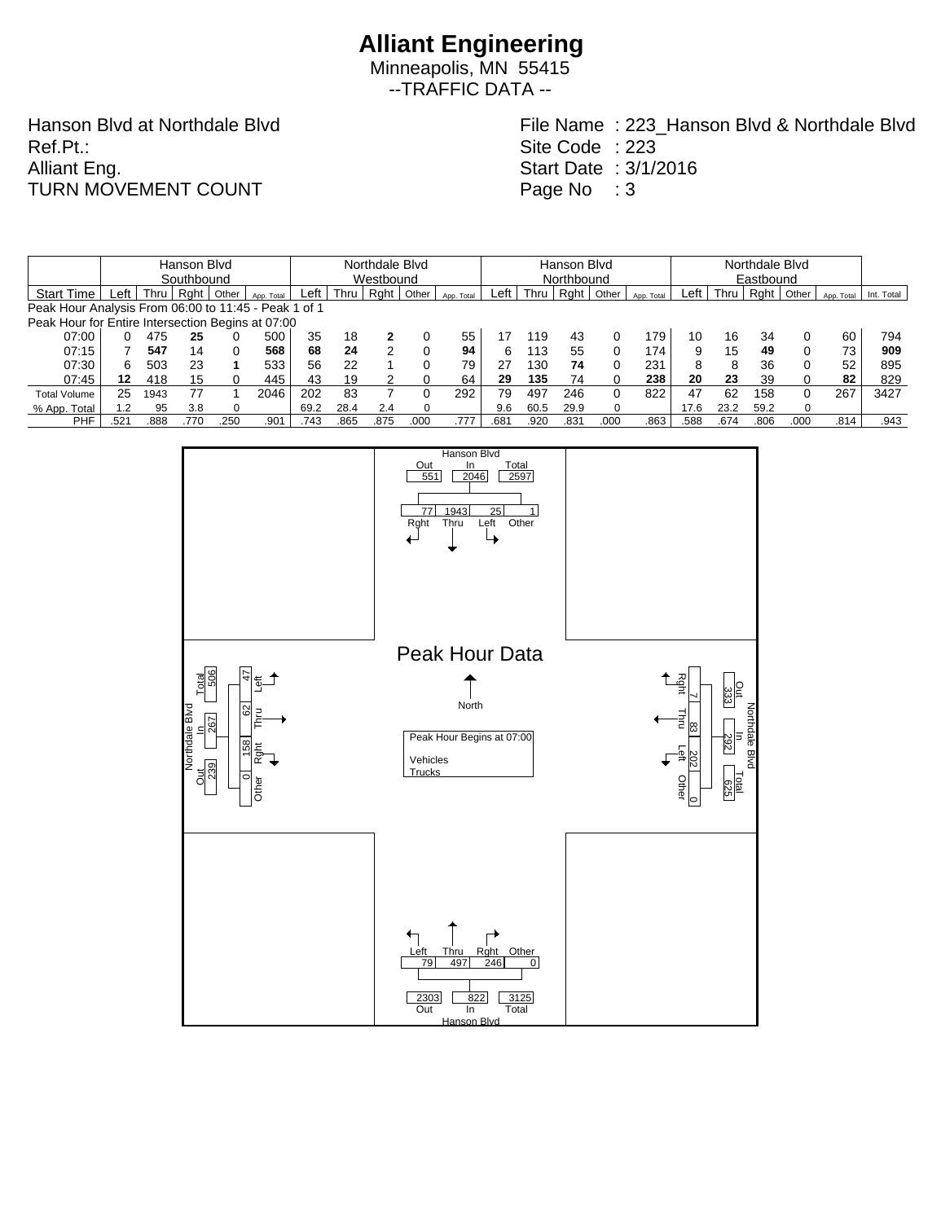# Alliant Engineering

Minneapolis, MN 55415

--TRAFFIC DATA --

Hanson Blvd at Northdale Blvd
Ref.Pt.:
Alliant Eng.
TURN MOVEMENT COUNT

File Name : 223_Hanson Blvd & Northdale Blvd
Site Code : 223
Start Date : 3/1/2016
Page No : 3

| | Hanson Blvd Southbound | | | | | Northdale Blvd Westbound | | | | | Hanson Blvd Northbound | | | | | Northdale Blvd Eastbound | | | | | |
|---|---|---|---|---|---|---|---|---|---|---|---|---|---|---|---|---|---|---|---|---|---|
| Start Time | Left | Thru | Rght | Other | App. Total | Left | Thru | Rght | Other | App. Total | Left | Thru | Rght | Other | App. Total | Left | Thru | Rght | Other | App. Total | Int. Total |
| Peak Hour Analysis From 06:00 to 11:45 - Peak 1 of 1 | | | | | | | | | | | | | | | | | | | | | |
| Peak Hour for Entire Intersection Begins at 07:00 | | | | | | | | | | | | | | | | | | | | | |
| 07:00 | 0 | 475 | **25** | 0 | 500 | 35 | 18 | **2** | 0 | 55 | 17 | 119 | 43 | 0 | 179 | 10 | 16 | 34 | 0 | 60 | 794 |
| 07:15 | 7 | **547** | 14 | 0 | **568** | **68** | **24** | 2 | 0 | **94** | 6 | 113 | 55 | 0 | 174 | 9 | 15 | **49** | 0 | 73 | **909** |
| 07:30 | 6 | 503 | 23 | **1** | 533 | 56 | 22 | 1 | 0 | 79 | 27 | 130 | **74** | 0 | 231 | 8 | 8 | 36 | 0 | 52 | 895 |
| 07:45 | **12** | 418 | 15 | 0 | 445 | 43 | 19 | 2 | 0 | 64 | **29** | **135** | 74 | 0 | **238** | **20** | **23** | 39 | 0 | **82** | 829 |
| Total Volume | 25 | 1943 | 77 | 1 | 2046 | 202 | 83 | 7 | 0 | 292 | 79 | 497 | 246 | 0 | 822 | 47 | 62 | 158 | 0 | 267 | 3427 |
| % App. Total | 1.2 | 95 | 3.8 | 0 | | 69.2 | 28.4 | 2.4 | 0 | | 9.6 | 60.5 | 29.9 | 0 | | 17.6 | 23.2 | 59.2 | 0 | | |
| PHF | .521 | .888 | .770 | .250 | .901 | .743 | .865 | .875 | .000 | .777 | .681 | .920 | .831 | .000 | .863 | .588 | .674 | .806 | .000 | .814 | .943 |

## Peak Hour Data

Peak Hour Begins at 07:00

Vehicles
Trucks

**Hanson Blvd (North leg):** Out 551, In 2046, Total 2597
Rght 77, Thru 1943, Left 25, Other 1

**Northdale Blvd (East leg):** Out 333, In 292, Total 625
Rght 7, Thru 83, Left 202, Other 0

**Hanson Blvd (South leg):** Out 2303, In 822, Total 3125
Left 79, Thru 497, Rght 246, Other 0

**Northdale Blvd (West leg):** Out 239, In 267, Total 506
Left 47, Thru 62, Rght 158, Other 0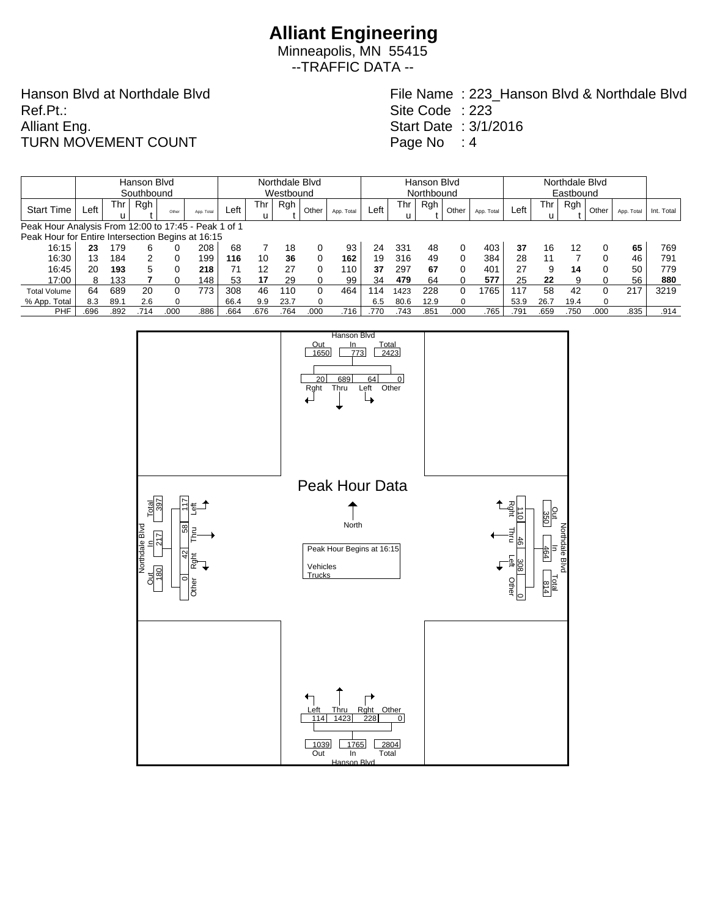# Alliant Engineering

Minneapolis, MN 55415
--TRAFFIC DATA --

Hanson Blvd at Northdale Blvd
Ref.Pt.:
Alliant Eng.
TURN MOVEMENT COUNT

File Name : 223_Hanson Blvd & Northdale Blvd
Site Code : 223
Start Date : 3/1/2016
Page No : 4

| | Hanson Blvd Southbound | | | | | Northdale Blvd Westbound | | | | | Hanson Blvd Northbound | | | | | Northdale Blvd Eastbound | | | | | |
|---|---|---|---|---|---|---|---|---|---|---|---|---|---|---|---|---|---|---|---|---|---|
| Start Time | Left | Thru | Rght | Other | App. Total | Left | Thru | Rght | Other | App. Total | Left | Thru | Rght | Other | App. Total | Left | Thru | Rght | Other | App. Total | Int. Total |
| Peak Hour Analysis From 12:00 to 17:45 - Peak 1 of 1 | | | | | | | | | | | | | | | | | | | | | |
| Peak Hour for Entire Intersection Begins at 16:15 | | | | | | | | | | | | | | | | | | | | | |
| 16:15 | **23** | 179 | 6 | 0 | 208 | 68 | 7 | 18 | 0 | 93 | 24 | 331 | 48 | 0 | 403 | **37** | 16 | 12 | 0 | **65** | 769 |
| 16:30 | 13 | 184 | 2 | 0 | 199 | **116** | 10 | **36** | 0 | **162** | 19 | 316 | 49 | 0 | 384 | 28 | 11 | 7 | 0 | 46 | 791 |
| 16:45 | 20 | **193** | 5 | 0 | **218** | 71 | 12 | 27 | 0 | 110 | **37** | 297 | **67** | 0 | 401 | 27 | 9 | **14** | 0 | 50 | 779 |
| 17:00 | 8 | 133 | **7** | 0 | 148 | 53 | **17** | 29 | 0 | 99 | 34 | **479** | 64 | 0 | **577** | 25 | **22** | 9 | 0 | 56 | **880** |
| Total Volume | 64 | 689 | 20 | 0 | 773 | 308 | 46 | 110 | 0 | 464 | 114 | 1423 | 228 | 0 | 1765 | 117 | 58 | 42 | 0 | 217 | 3219 |
| % App. Total | 8.3 | 89.1 | 2.6 | 0 | | 66.4 | 9.9 | 23.7 | 0 | | 6.5 | 80.6 | 12.9 | 0 | | 53.9 | 26.7 | 19.4 | 0 | | |
| PHF | .696 | .892 | .714 | .000 | .886 | .664 | .676 | .764 | .000 | .716 | .770 | .743 | .851 | .000 | .765 | .791 | .659 | .750 | .000 | .835 | .914 |

Peak Hour Data

North

Peak Hour Begins at 16:15

Vehicles
Trucks

Hanson Blvd (North): Out 1650, In 773, Total 2423; Rght 20, Thru 689, Left 64, Other 0

Hanson Blvd (South): Out 1039, In 1765, Total 2804; Left 114, Thru 1423, Rght 228, Other 0

Northdale Blvd (West): Out 180, In 217, Total 397; Left 117, Thru 58, Rght 42, Other 0

Northdale Blvd (East): Out 350, In 464, Total 814; Rght 110, Thru 46, Left 308, Other 0